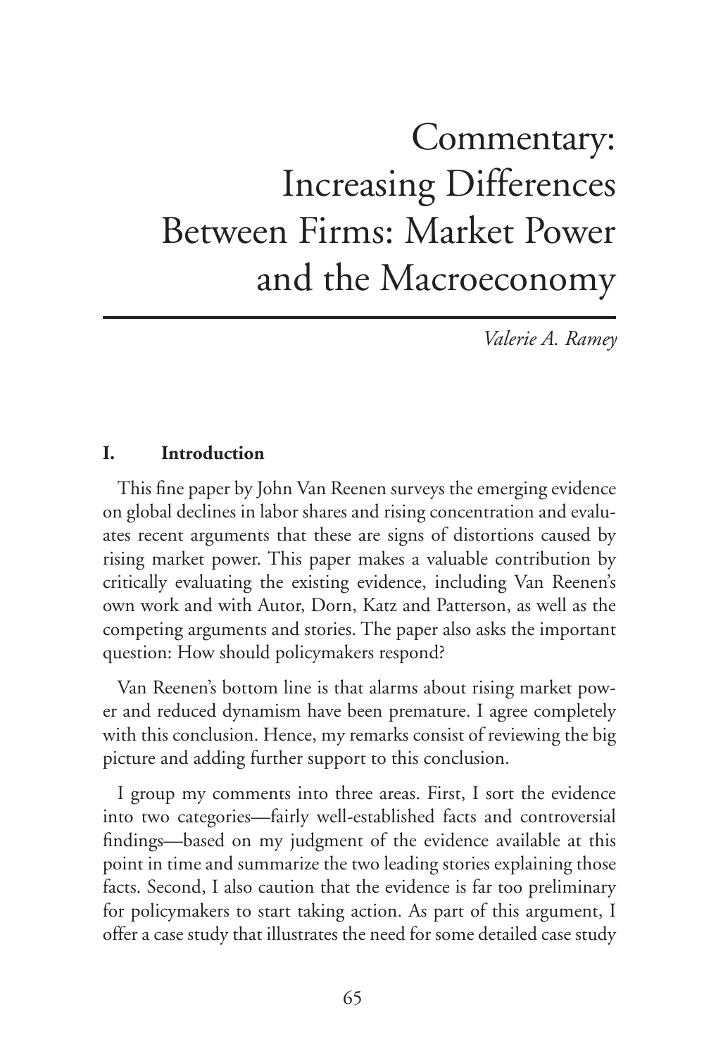# Commentary: Increasing Differences Between Firms: Market Power and the Macroeconomy

*Valerie A. Ramey*

## I. Introduction

This fine paper by John Van Reenen surveys the emerging evidence on global declines in labor shares and rising concentration and evaluates recent arguments that these are signs of distortions caused by rising market power. This paper makes a valuable contribution by critically evaluating the existing evidence, including Van Reenen's own work and with Autor, Dorn, Katz and Patterson, as well as the competing arguments and stories. The paper also asks the important question: How should policymakers respond?

Van Reenen's bottom line is that alarms about rising market power and reduced dynamism have been premature. I agree completely with this conclusion. Hence, my remarks consist of reviewing the big picture and adding further support to this conclusion.

I group my comments into three areas. First, I sort the evidence into two categories—fairly well-established facts and controversial findings—based on my judgment of the evidence available at this point in time and summarize the two leading stories explaining those facts. Second, I also caution that the evidence is far too preliminary for policymakers to start taking action. As part of this argument, I offer a case study that illustrates the need for some detailed case study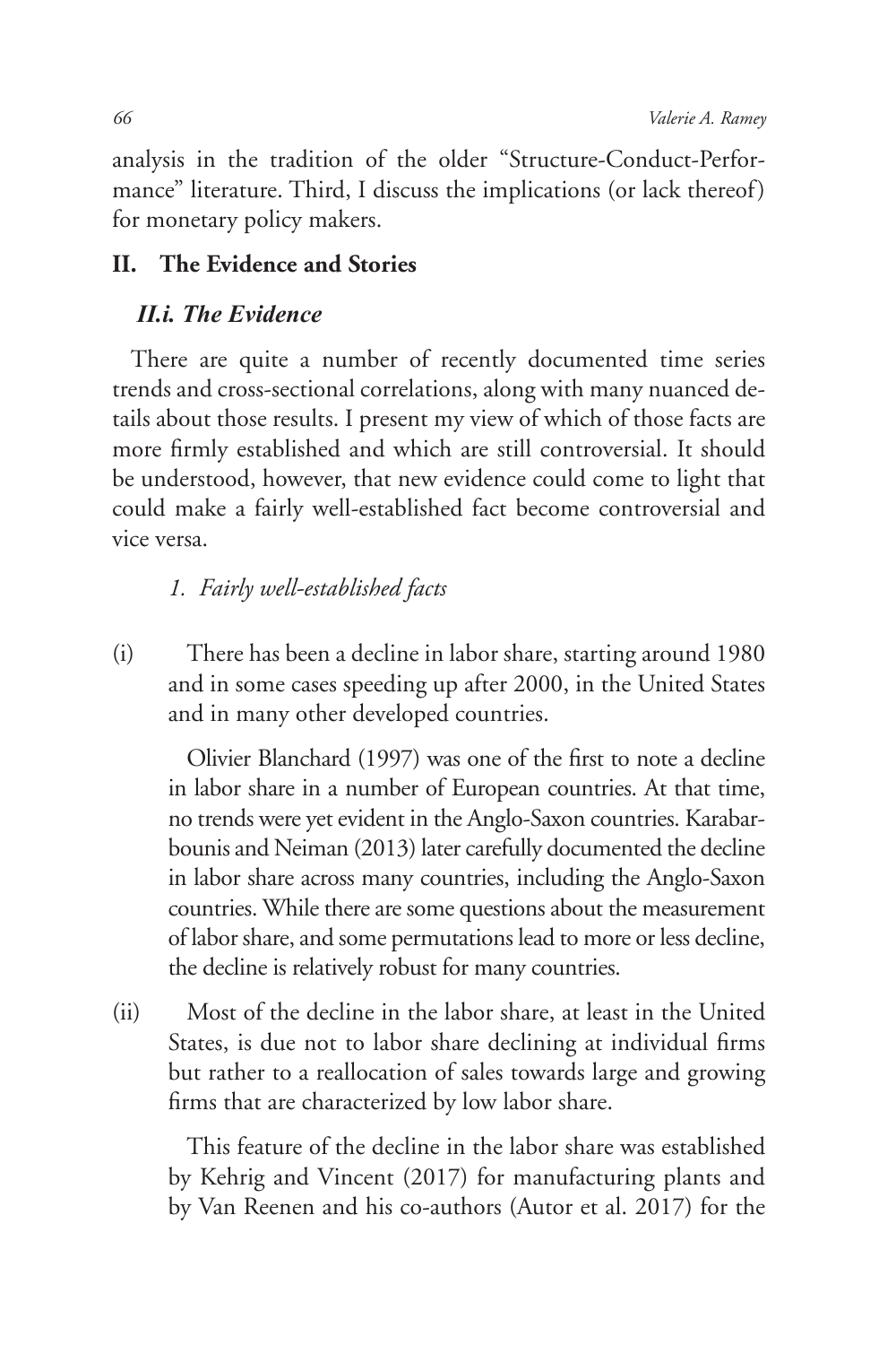analysis in the tradition of the older "Structure-Conduct-Performance" literature. Third, I discuss the implications (or lack thereof) for monetary policy makers.

## II. The Evidence and Stories

### *II.i. The Evidence*

There are quite a number of recently documented time series trends and cross-sectional correlations, along with many nuanced details about those results. I present my view of which of those facts are more firmly established and which are still controversial. It should be understood, however, that new evidence could come to light that could make a fairly well-established fact become controversial and vice versa.

#### *1. Fairly well-established facts*

(i) There has been a decline in labor share, starting around 1980 and in some cases speeding up after 2000, in the United States and in many other developed countries.

Olivier Blanchard (1997) was one of the first to note a decline in labor share in a number of European countries. At that time, no trends were yet evident in the Anglo-Saxon countries. Karabarbounis and Neiman (2013) later carefully documented the decline in labor share across many countries, including the Anglo-Saxon countries. While there are some questions about the measurement of labor share, and some permutations lead to more or less decline, the decline is relatively robust for many countries.

(ii) Most of the decline in the labor share, at least in the United States, is due not to labor share declining at individual firms but rather to a reallocation of sales towards large and growing firms that are characterized by low labor share.

This feature of the decline in the labor share was established by Kehrig and Vincent (2017) for manufacturing plants and by Van Reenen and his co-authors (Autor et al. 2017) for the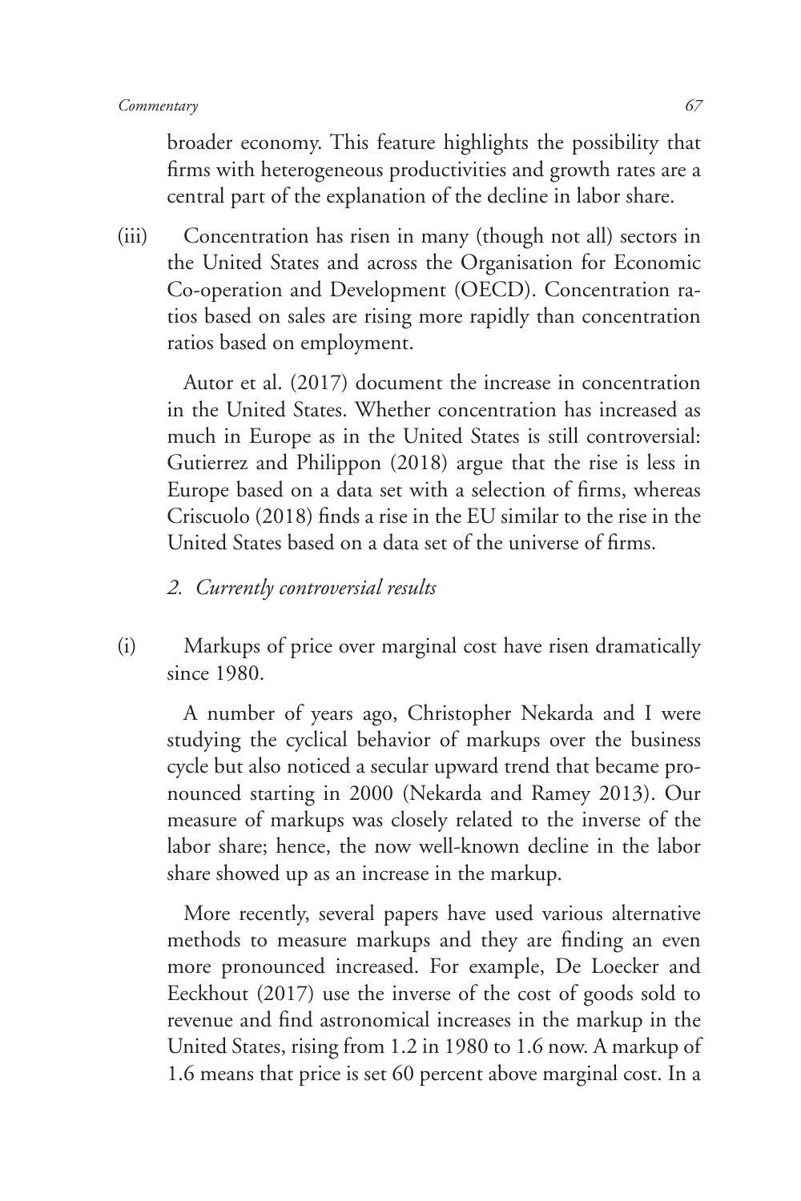broader economy. This feature highlights the possibility that firms with heterogeneous productivities and growth rates are a central part of the explanation of the decline in labor share.

(iii) Concentration has risen in many (though not all) sectors in the United States and across the Organisation for Economic Co-operation and Development (OECD). Concentration ratios based on sales are rising more rapidly than concentration ratios based on employment.

Autor et al. (2017) document the increase in concentration in the United States. Whether concentration has increased as much in Europe as in the United States is still controversial: Gutierrez and Philippon (2018) argue that the rise is less in Europe based on a data set with a selection of firms, whereas Criscuolo (2018) finds a rise in the EU similar to the rise in the United States based on a data set of the universe of firms.

*2. Currently controversial results*

(i) Markups of price over marginal cost have risen dramatically since 1980.

A number of years ago, Christopher Nekarda and I were studying the cyclical behavior of markups over the business cycle but also noticed a secular upward trend that became pronounced starting in 2000 (Nekarda and Ramey 2013). Our measure of markups was closely related to the inverse of the labor share; hence, the now well-known decline in the labor share showed up as an increase in the markup.

More recently, several papers have used various alternative methods to measure markups and they are finding an even more pronounced increased. For example, De Loecker and Eeckhout (2017) use the inverse of the cost of goods sold to revenue and find astronomical increases in the markup in the United States, rising from 1.2 in 1980 to 1.6 now. A markup of 1.6 means that price is set 60 percent above marginal cost. In a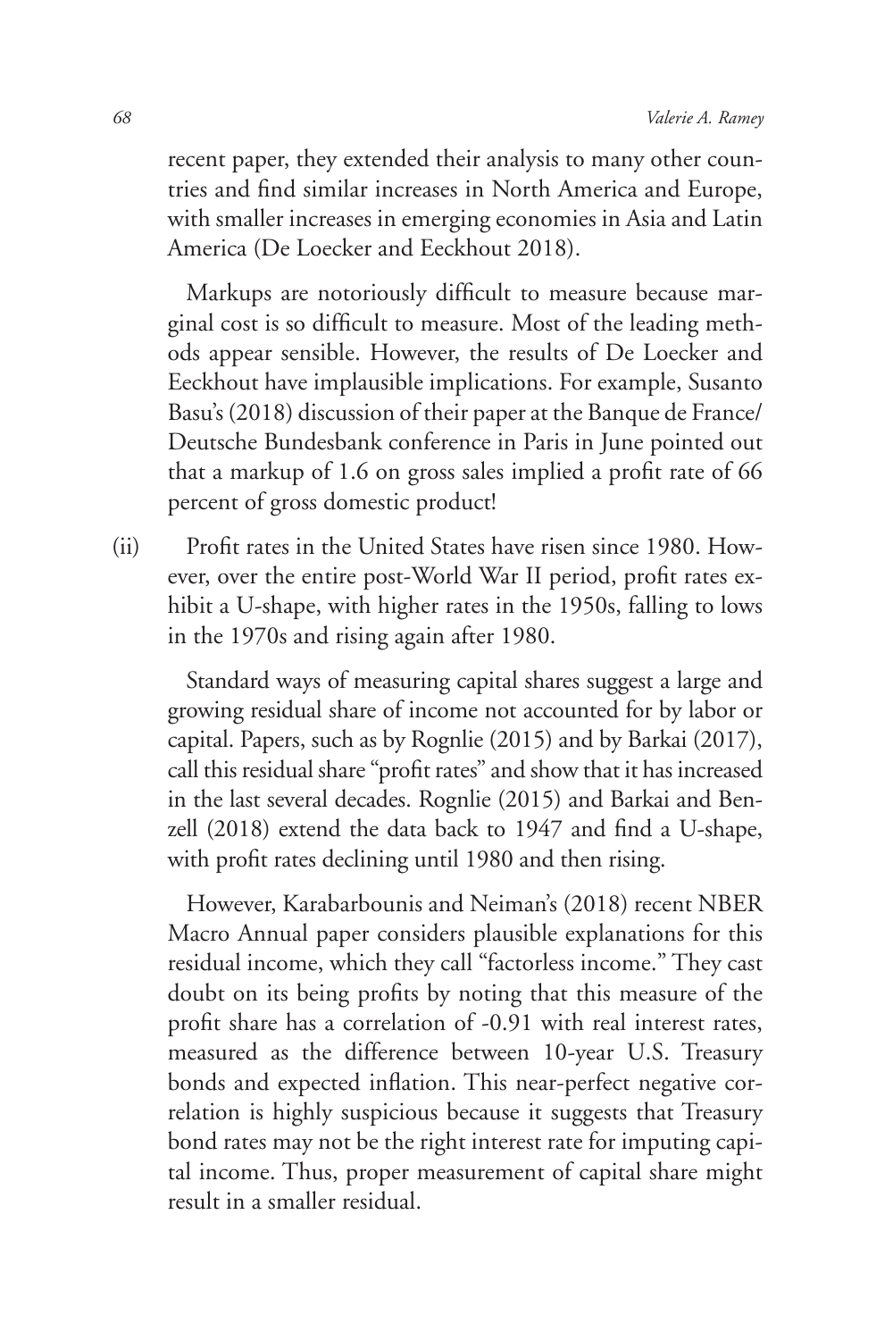recent paper, they extended their analysis to many other countries and find similar increases in North America and Europe, with smaller increases in emerging economies in Asia and Latin America (De Loecker and Eeckhout 2018).

Markups are notoriously difficult to measure because marginal cost is so difficult to measure. Most of the leading methods appear sensible. However, the results of De Loecker and Eeckhout have implausible implications. For example, Susanto Basu's (2018) discussion of their paper at the Banque de France/ Deutsche Bundesbank conference in Paris in June pointed out that a markup of 1.6 on gross sales implied a profit rate of 66 percent of gross domestic product!

(ii) Profit rates in the United States have risen since 1980. However, over the entire post-World War II period, profit rates exhibit a U-shape, with higher rates in the 1950s, falling to lows in the 1970s and rising again after 1980.

Standard ways of measuring capital shares suggest a large and growing residual share of income not accounted for by labor or capital. Papers, such as by Rognlie (2015) and by Barkai (2017), call this residual share "profit rates" and show that it has increased in the last several decades. Rognlie (2015) and Barkai and Benzell (2018) extend the data back to 1947 and find a U-shape, with profit rates declining until 1980 and then rising.

However, Karabarbounis and Neiman's (2018) recent NBER Macro Annual paper considers plausible explanations for this residual income, which they call "factorless income." They cast doubt on its being profits by noting that this measure of the profit share has a correlation of -0.91 with real interest rates, measured as the difference between 10-year U.S. Treasury bonds and expected inflation. This near-perfect negative correlation is highly suspicious because it suggests that Treasury bond rates may not be the right interest rate for imputing capital income. Thus, proper measurement of capital share might result in a smaller residual.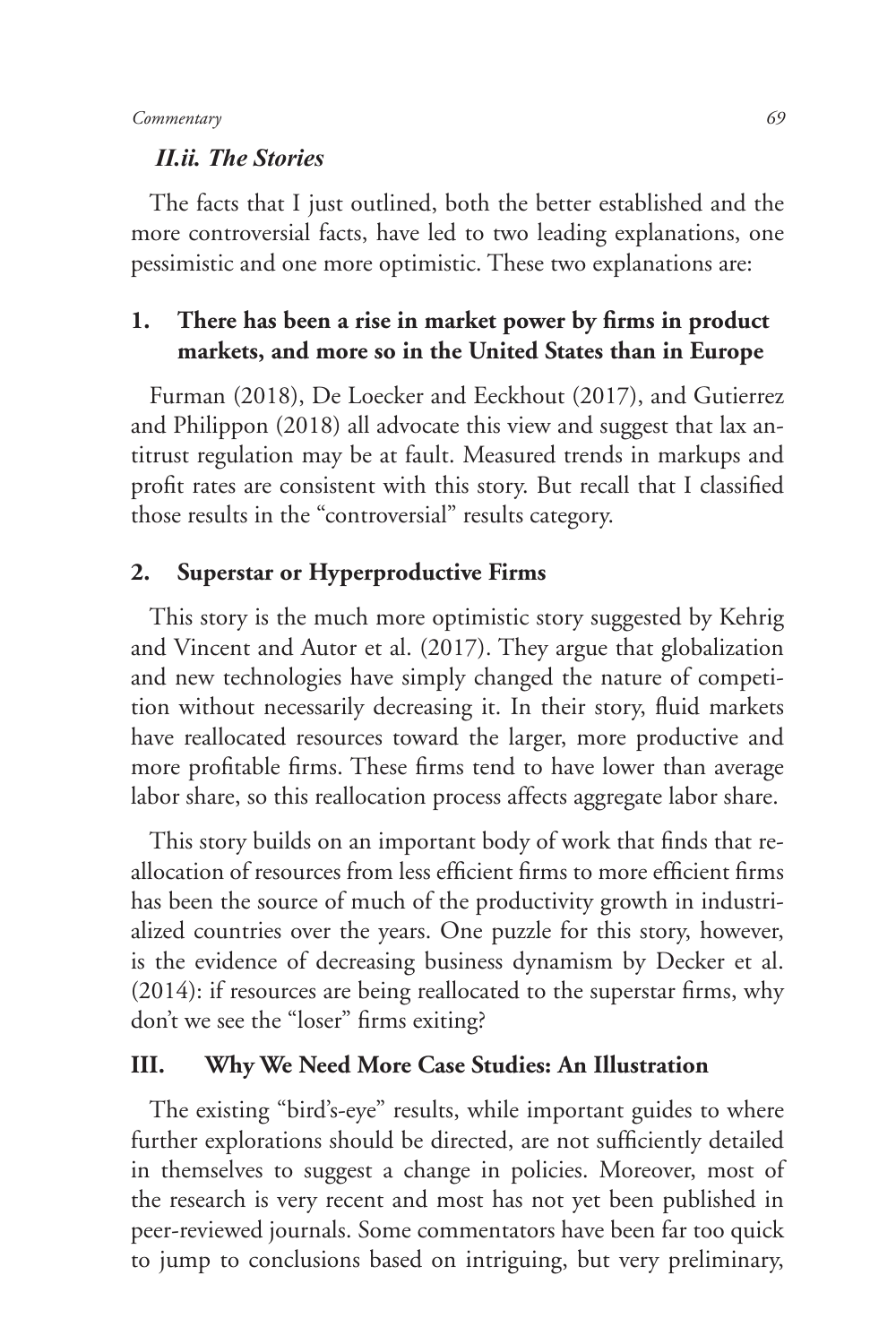### *II.ii. The Stories*

The facts that I just outlined, both the better established and the more controversial facts, have led to two leading explanations, one pessimistic and one more optimistic. These two explanations are:

**1. There has been a rise in market power by firms in product markets, and more so in the United States than in Europe**

Furman (2018), De Loecker and Eeckhout (2017), and Gutierrez and Philippon (2018) all advocate this view and suggest that lax antitrust regulation may be at fault. Measured trends in markups and profit rates are consistent with this story. But recall that I classified those results in the "controversial" results category.

**2. Superstar or Hyperproductive Firms**

This story is the much more optimistic story suggested by Kehrig and Vincent and Autor et al. (2017). They argue that globalization and new technologies have simply changed the nature of competition without necessarily decreasing it. In their story, fluid markets have reallocated resources toward the larger, more productive and more profitable firms. These firms tend to have lower than average labor share, so this reallocation process affects aggregate labor share.

This story builds on an important body of work that finds that reallocation of resources from less efficient firms to more efficient firms has been the source of much of the productivity growth in industrialized countries over the years. One puzzle for this story, however, is the evidence of decreasing business dynamism by Decker et al. (2014): if resources are being reallocated to the superstar firms, why don't we see the "loser" firms exiting?

## III. Why We Need More Case Studies: An Illustration

The existing "bird's-eye" results, while important guides to where further explorations should be directed, are not sufficiently detailed in themselves to suggest a change in policies. Moreover, most of the research is very recent and most has not yet been published in peer-reviewed journals. Some commentators have been far too quick to jump to conclusions based on intriguing, but very preliminary,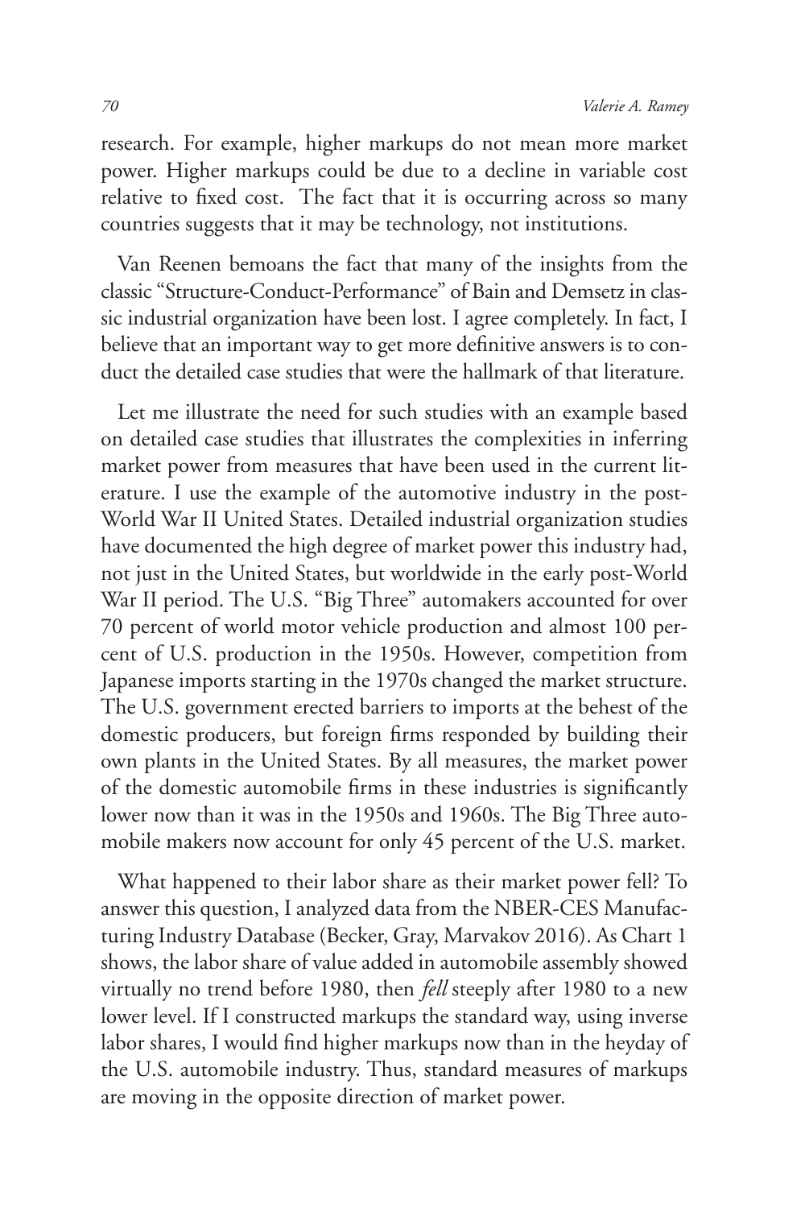research. For example, higher markups do not mean more market power. Higher markups could be due to a decline in variable cost relative to fixed cost. The fact that it is occurring across so many countries suggests that it may be technology, not institutions.

Van Reenen bemoans the fact that many of the insights from the classic "Structure-Conduct-Performance" of Bain and Demsetz in classic industrial organization have been lost. I agree completely. In fact, I believe that an important way to get more definitive answers is to conduct the detailed case studies that were the hallmark of that literature.

Let me illustrate the need for such studies with an example based on detailed case studies that illustrates the complexities in inferring market power from measures that have been used in the current literature. I use the example of the automotive industry in the post-World War II United States. Detailed industrial organization studies have documented the high degree of market power this industry had, not just in the United States, but worldwide in the early post-World War II period. The U.S. "Big Three" automakers accounted for over 70 percent of world motor vehicle production and almost 100 percent of U.S. production in the 1950s. However, competition from Japanese imports starting in the 1970s changed the market structure. The U.S. government erected barriers to imports at the behest of the domestic producers, but foreign firms responded by building their own plants in the United States. By all measures, the market power of the domestic automobile firms in these industries is significantly lower now than it was in the 1950s and 1960s. The Big Three automobile makers now account for only 45 percent of the U.S. market.

What happened to their labor share as their market power fell? To answer this question, I analyzed data from the NBER-CES Manufacturing Industry Database (Becker, Gray, Marvakov 2016). As Chart 1 shows, the labor share of value added in automobile assembly showed virtually no trend before 1980, then *fell* steeply after 1980 to a new lower level. If I constructed markups the standard way, using inverse labor shares, I would find higher markups now than in the heyday of the U.S. automobile industry. Thus, standard measures of markups are moving in the opposite direction of market power.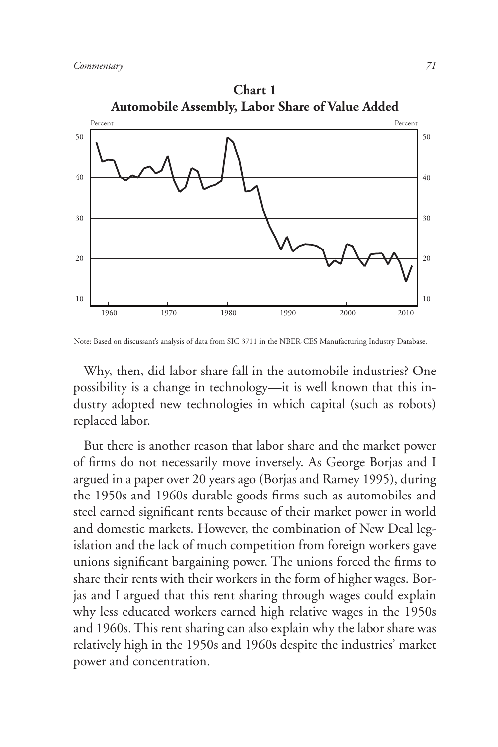**Chart 1**
**Automobile Assembly, Labor Share of Value Added**

Note: Based on discussant's analysis of data from SIC 3711 in the NBER-CES Manufacturing Industry Database.

Why, then, did labor share fall in the automobile industries? One possibility is a change in technology—it is well known that this industry adopted new technologies in which capital (such as robots) replaced labor.

But there is another reason that labor share and the market power of firms do not necessarily move inversely. As George Borjas and I argued in a paper over 20 years ago (Borjas and Ramey 1995), during the 1950s and 1960s durable goods firms such as automobiles and steel earned significant rents because of their market power in world and domestic markets. However, the combination of New Deal legislation and the lack of much competition from foreign workers gave unions significant bargaining power. The unions forced the firms to share their rents with their workers in the form of higher wages. Borjas and I argued that this rent sharing through wages could explain why less educated workers earned high relative wages in the 1950s and 1960s. This rent sharing can also explain why the labor share was relatively high in the 1950s and 1960s despite the industries' market power and concentration.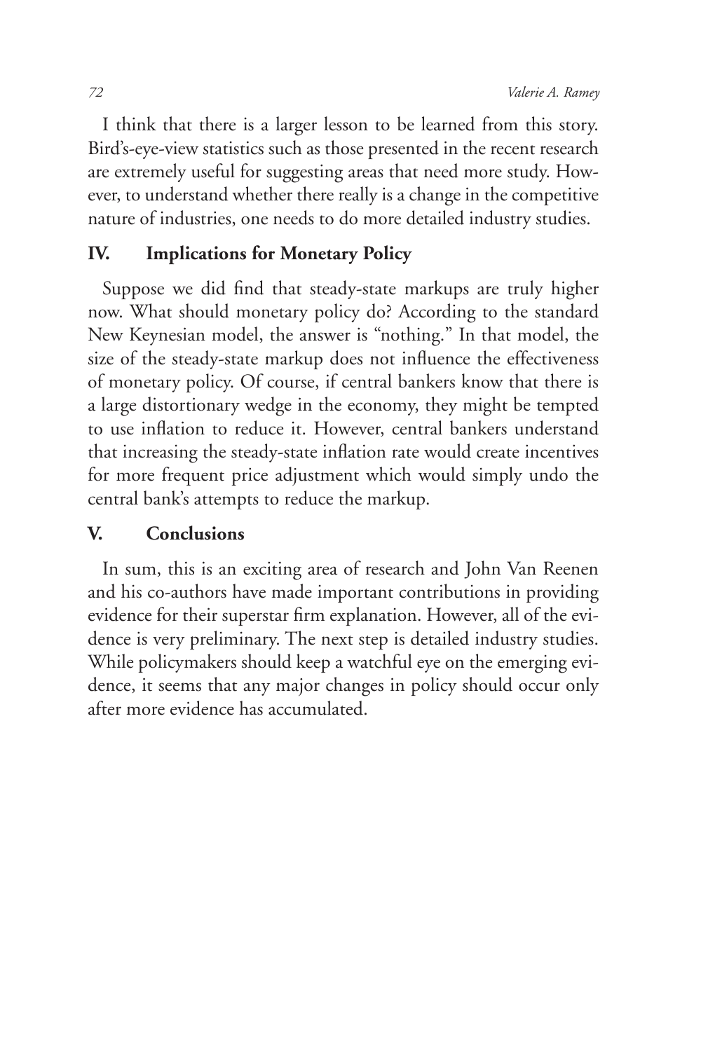I think that there is a larger lesson to be learned from this story. Bird's-eye-view statistics such as those presented in the recent research are extremely useful for suggesting areas that need more study. However, to understand whether there really is a change in the competitive nature of industries, one needs to do more detailed industry studies.

## IV. Implications for Monetary Policy

Suppose we did find that steady-state markups are truly higher now. What should monetary policy do? According to the standard New Keynesian model, the answer is "nothing." In that model, the size of the steady-state markup does not influence the effectiveness of monetary policy. Of course, if central bankers know that there is a large distortionary wedge in the economy, they might be tempted to use inflation to reduce it. However, central bankers understand that increasing the steady-state inflation rate would create incentives for more frequent price adjustment which would simply undo the central bank's attempts to reduce the markup.

## V. Conclusions

In sum, this is an exciting area of research and John Van Reenen and his co-authors have made important contributions in providing evidence for their superstar firm explanation. However, all of the evidence is very preliminary. The next step is detailed industry studies. While policymakers should keep a watchful eye on the emerging evidence, it seems that any major changes in policy should occur only after more evidence has accumulated.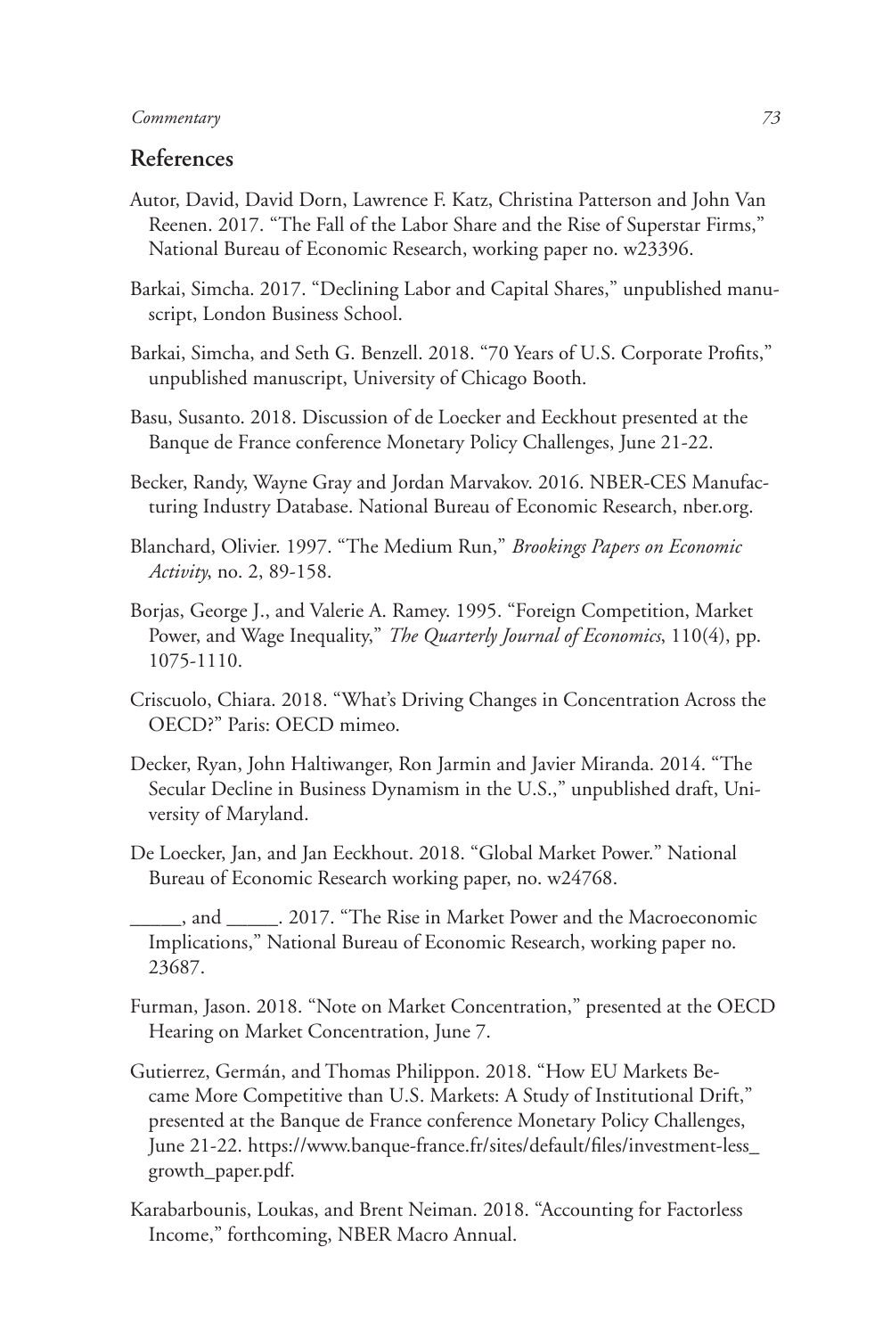## References

Autor, David, David Dorn, Lawrence F. Katz, Christina Patterson and John Van Reenen. 2017. "The Fall of the Labor Share and the Rise of Superstar Firms," National Bureau of Economic Research, working paper no. w23396.

Barkai, Simcha. 2017. "Declining Labor and Capital Shares," unpublished manuscript, London Business School.

Barkai, Simcha, and Seth G. Benzell. 2018. "70 Years of U.S. Corporate Profits," unpublished manuscript, University of Chicago Booth.

Basu, Susanto. 2018. Discussion of de Loecker and Eeckhout presented at the Banque de France conference Monetary Policy Challenges, June 21-22.

Becker, Randy, Wayne Gray and Jordan Marvakov. 2016. NBER-CES Manufacturing Industry Database. National Bureau of Economic Research, nber.org.

Blanchard, Olivier. 1997. "The Medium Run," *Brookings Papers on Economic Activity*, no. 2, 89-158.

Borjas, George J., and Valerie A. Ramey. 1995. "Foreign Competition, Market Power, and Wage Inequality," *The Quarterly Journal of Economics*, 110(4), pp. 1075-1110.

Criscuolo, Chiara. 2018. "What's Driving Changes in Concentration Across the OECD?" Paris: OECD mimeo.

Decker, Ryan, John Haltiwanger, Ron Jarmin and Javier Miranda. 2014. "The Secular Decline in Business Dynamism in the U.S.," unpublished draft, University of Maryland.

De Loecker, Jan, and Jan Eeckhout. 2018. "Global Market Power." National Bureau of Economic Research working paper, no. w24768.

_____, and _____. 2017. "The Rise in Market Power and the Macroeconomic Implications," National Bureau of Economic Research, working paper no. 23687.

Furman, Jason. 2018. "Note on Market Concentration," presented at the OECD Hearing on Market Concentration, June 7.

Gutierrez, Germán, and Thomas Philippon. 2018. "How EU Markets Became More Competitive than U.S. Markets: A Study of Institutional Drift," presented at the Banque de France conference Monetary Policy Challenges, June 21-22. https://www.banque-france.fr/sites/default/files/investment-less_growth_paper.pdf.

Karabarbounis, Loukas, and Brent Neiman. 2018. "Accounting for Factorless Income," forthcoming, NBER Macro Annual.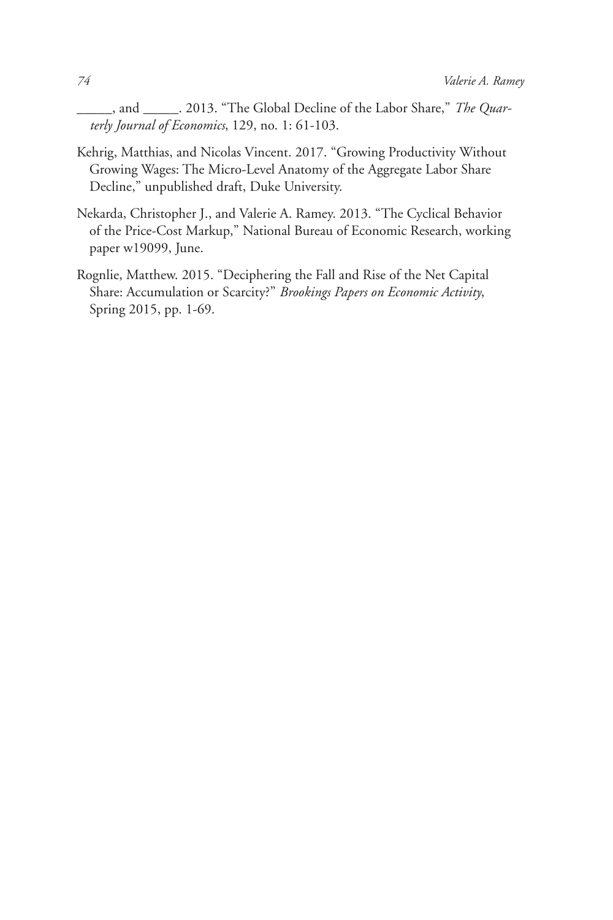_____, and _____. 2013. "The Global Decline of the Labor Share," *The Quarterly Journal of Economics*, 129, no. 1: 61-103.

Kehrig, Matthias, and Nicolas Vincent. 2017. "Growing Productivity Without Growing Wages: The Micro-Level Anatomy of the Aggregate Labor Share Decline," unpublished draft, Duke University.

Nekarda, Christopher J., and Valerie A. Ramey. 2013. "The Cyclical Behavior of the Price-Cost Markup," National Bureau of Economic Research, working paper w19099, June.

Rognlie, Matthew. 2015. "Deciphering the Fall and Rise of the Net Capital Share: Accumulation or Scarcity?" *Brookings Papers on Economic Activity*, Spring 2015, pp. 1-69.